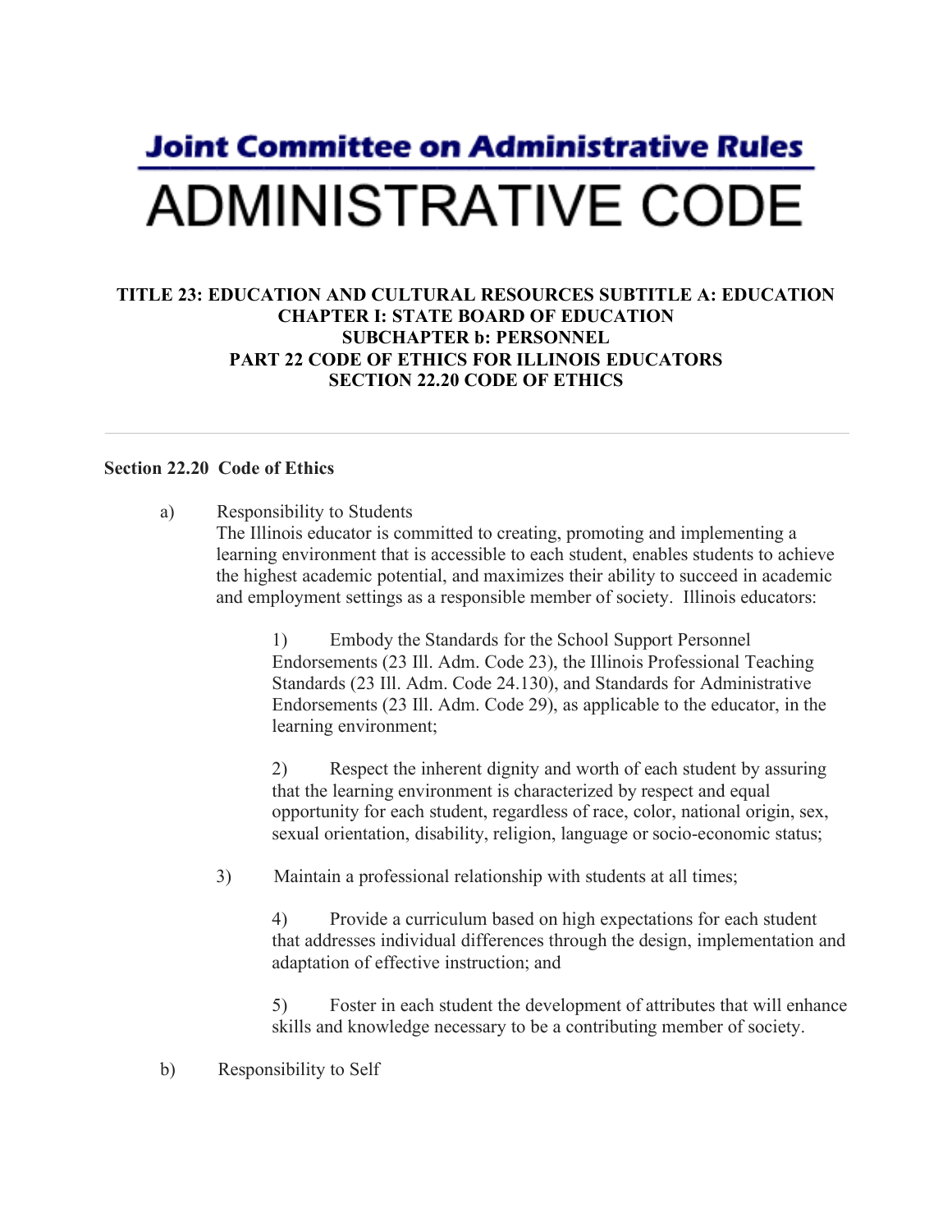# Joint Committee on Administrative Rules
# ADMINISTRATIVE CODE

**TITLE 23: EDUCATION AND CULTURAL RESOURCES SUBTITLE A: EDUCATION**
**CHAPTER I: STATE BOARD OF EDUCATION**
**SUBCHAPTER b: PERSONNEL**
**PART 22 CODE OF ETHICS FOR ILLINOIS EDUCATORS**
**SECTION 22.20 CODE OF ETHICS**

---

**Section 22.20 Code of Ethics**

a) Responsibility to Students
The Illinois educator is committed to creating, promoting and implementing a learning environment that is accessible to each student, enables students to achieve the highest academic potential, and maximizes their ability to succeed in academic and employment settings as a responsible member of society. Illinois educators:

1) Embody the Standards for the School Support Personnel Endorsements (23 Ill. Adm. Code 23), the Illinois Professional Teaching Standards (23 Ill. Adm. Code 24.130), and Standards for Administrative Endorsements (23 Ill. Adm. Code 29), as applicable to the educator, in the learning environment;

2) Respect the inherent dignity and worth of each student by assuring that the learning environment is characterized by respect and equal opportunity for each student, regardless of race, color, national origin, sex, sexual orientation, disability, religion, language or socio-economic status;

3) Maintain a professional relationship with students at all times;

4) Provide a curriculum based on high expectations for each student that addresses individual differences through the design, implementation and adaptation of effective instruction; and

5) Foster in each student the development of attributes that will enhance skills and knowledge necessary to be a contributing member of society.

b) Responsibility to Self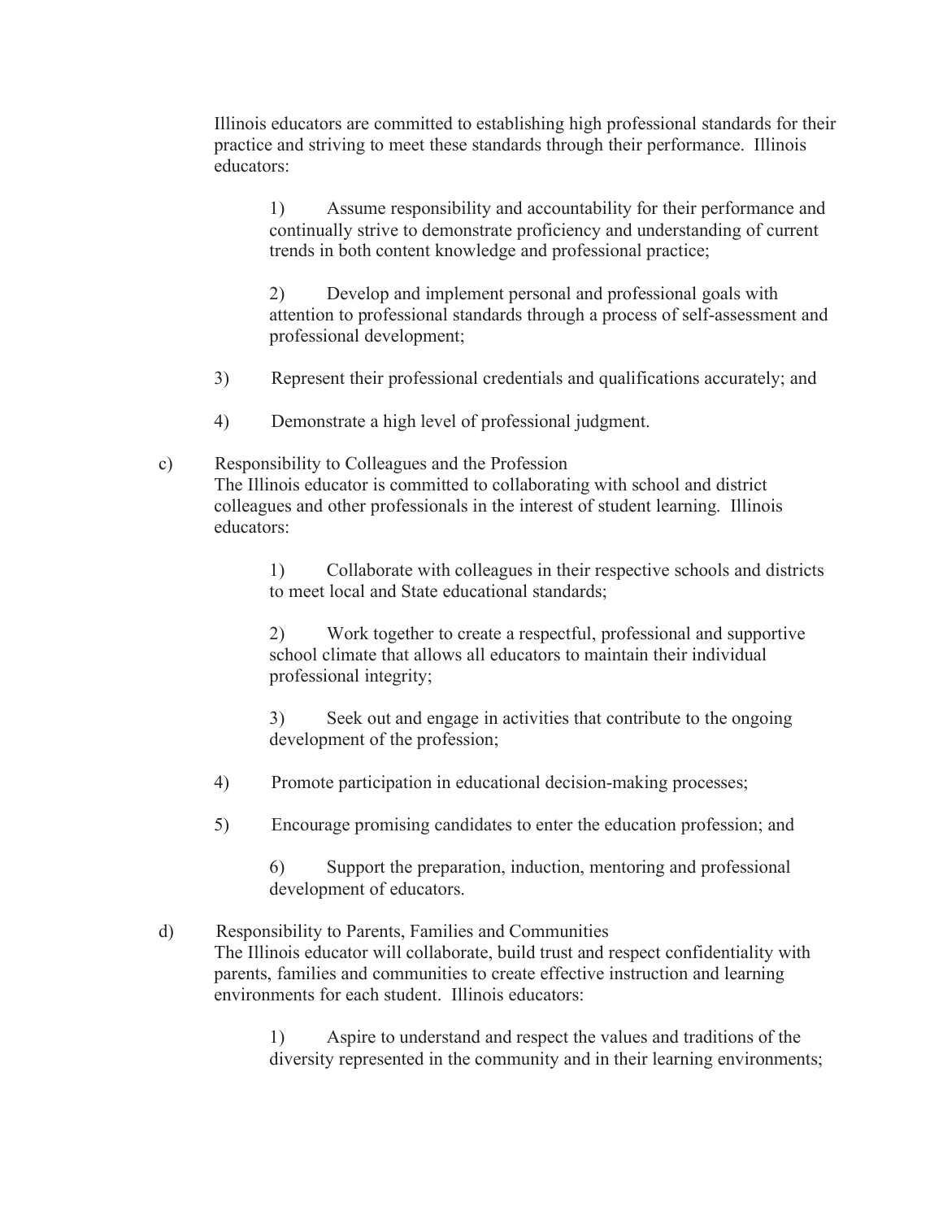Illinois educators are committed to establishing high professional standards for their practice and striving to meet these standards through their performance. Illinois educators:

1) Assume responsibility and accountability for their performance and continually strive to demonstrate proficiency and understanding of current trends in both content knowledge and professional practice;

2) Develop and implement personal and professional goals with attention to professional standards through a process of self-assessment and professional development;

3) Represent their professional credentials and qualifications accurately; and

4) Demonstrate a high level of professional judgment.

c) Responsibility to Colleagues and the Profession
The Illinois educator is committed to collaborating with school and district colleagues and other professionals in the interest of student learning. Illinois educators:

1) Collaborate with colleagues in their respective schools and districts to meet local and State educational standards;

2) Work together to create a respectful, professional and supportive school climate that allows all educators to maintain their individual professional integrity;

3) Seek out and engage in activities that contribute to the ongoing development of the profession;

4) Promote participation in educational decision-making processes;

5) Encourage promising candidates to enter the education profession; and

6) Support the preparation, induction, mentoring and professional development of educators.

d) Responsibility to Parents, Families and Communities
The Illinois educator will collaborate, build trust and respect confidentiality with parents, families and communities to create effective instruction and learning environments for each student. Illinois educators:

1) Aspire to understand and respect the values and traditions of the diversity represented in the community and in their learning environments;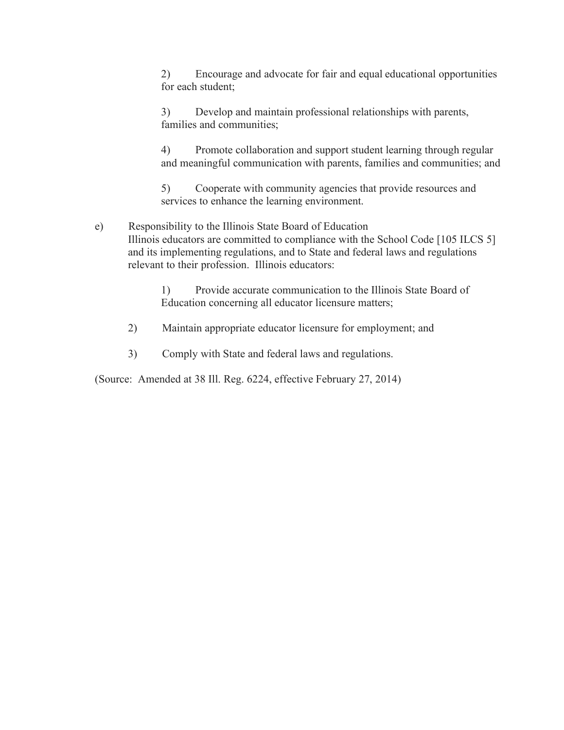2) Encourage and advocate for fair and equal educational opportunities for each student;

3) Develop and maintain professional relationships with parents, families and communities;

4) Promote collaboration and support student learning through regular and meaningful communication with parents, families and communities; and

5) Cooperate with community agencies that provide resources and services to enhance the learning environment.

e) Responsibility to the Illinois State Board of Education
Illinois educators are committed to compliance with the School Code [105 ILCS 5] and its implementing regulations, and to State and federal laws and regulations relevant to their profession. Illinois educators:

1) Provide accurate communication to the Illinois State Board of Education concerning all educator licensure matters;

2) Maintain appropriate educator licensure for employment; and

3) Comply with State and federal laws and regulations.

(Source: Amended at 38 Ill. Reg. 6224, effective February 27, 2014)